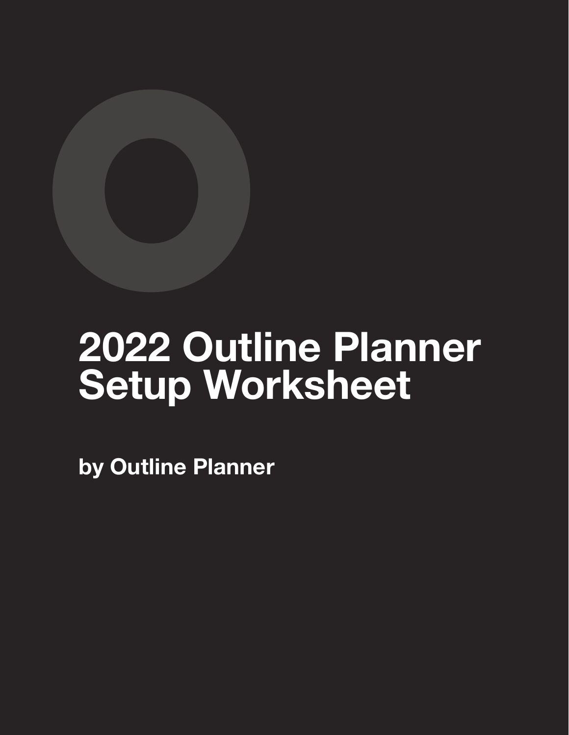# 2022 Outline Planner Setup Worksheet

**by Outline Planner**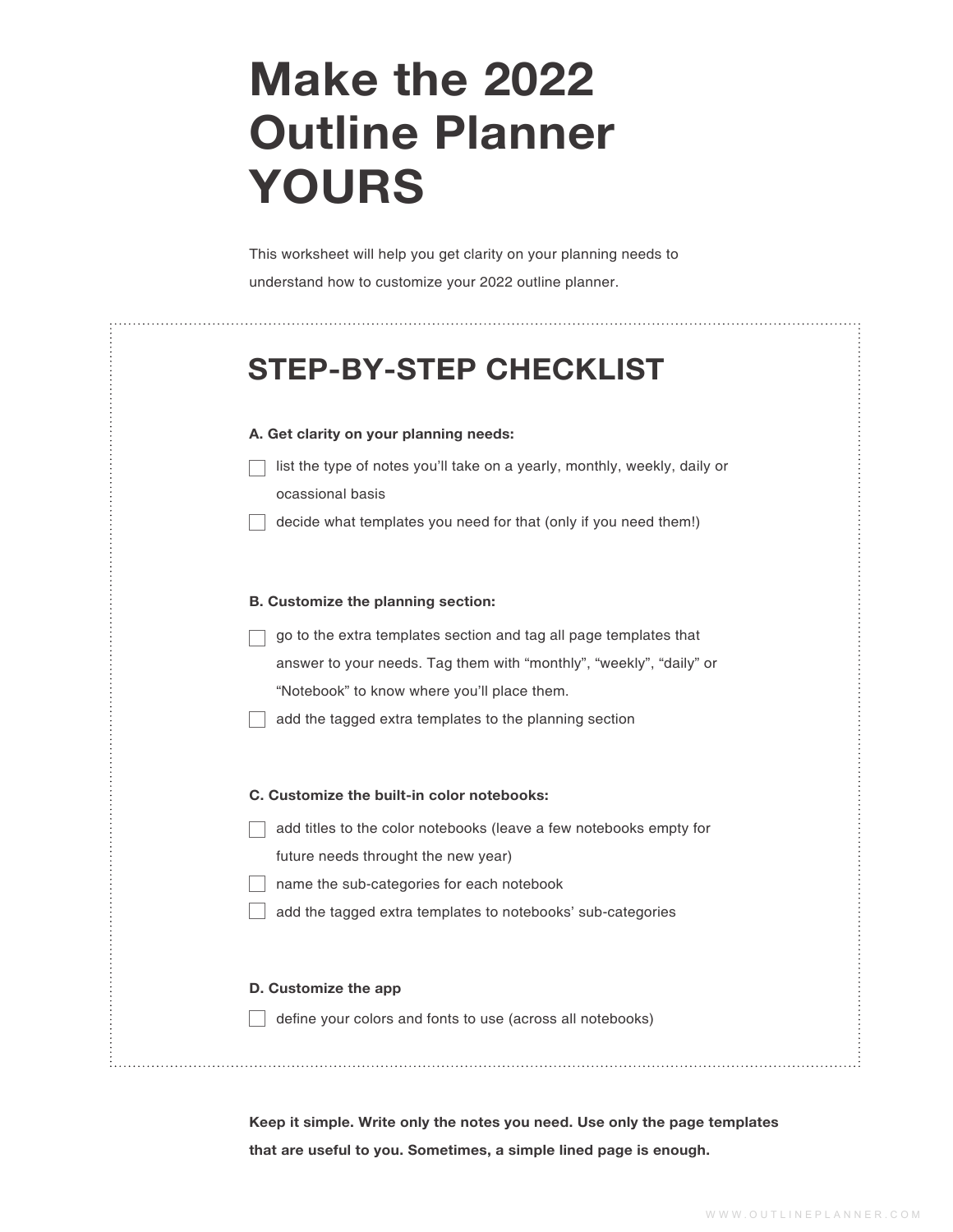# Make the 2022 Outline Planner YOURS

This worksheet will help you get clarity on your planning needs to understand how to customize your 2022 outline planner.

## STEP-BY-STEP CHECKLIST

**A. Get clarity on your planning needs:**

- [ ] list the type of notes you'll take on a yearly, monthly, weekly, daily or ocassional basis
- [ ] decide what templates you need for that (only if you need them!)

**B. Customize the planning section:**

- [ ] go to the extra templates section and tag all page templates that answer to your needs. Tag them with "monthly", "weekly", "daily" or "Notebook" to know where you'll place them.
- [ ] add the tagged extra templates to the planning section

**C. Customize the built-in color notebooks:**

- [ ] add titles to the color notebooks (leave a few notebooks empty for future needs throught the new year)
- [ ] name the sub-categories for each notebook
- [ ] add the tagged extra templates to notebooks' sub-categories

**D. Customize the app**

- [ ] define your colors and fonts to use (across all notebooks)

**Keep it simple. Write only the notes you need. Use only the page templates that are useful to you. Sometimes, a simple lined page is enough.**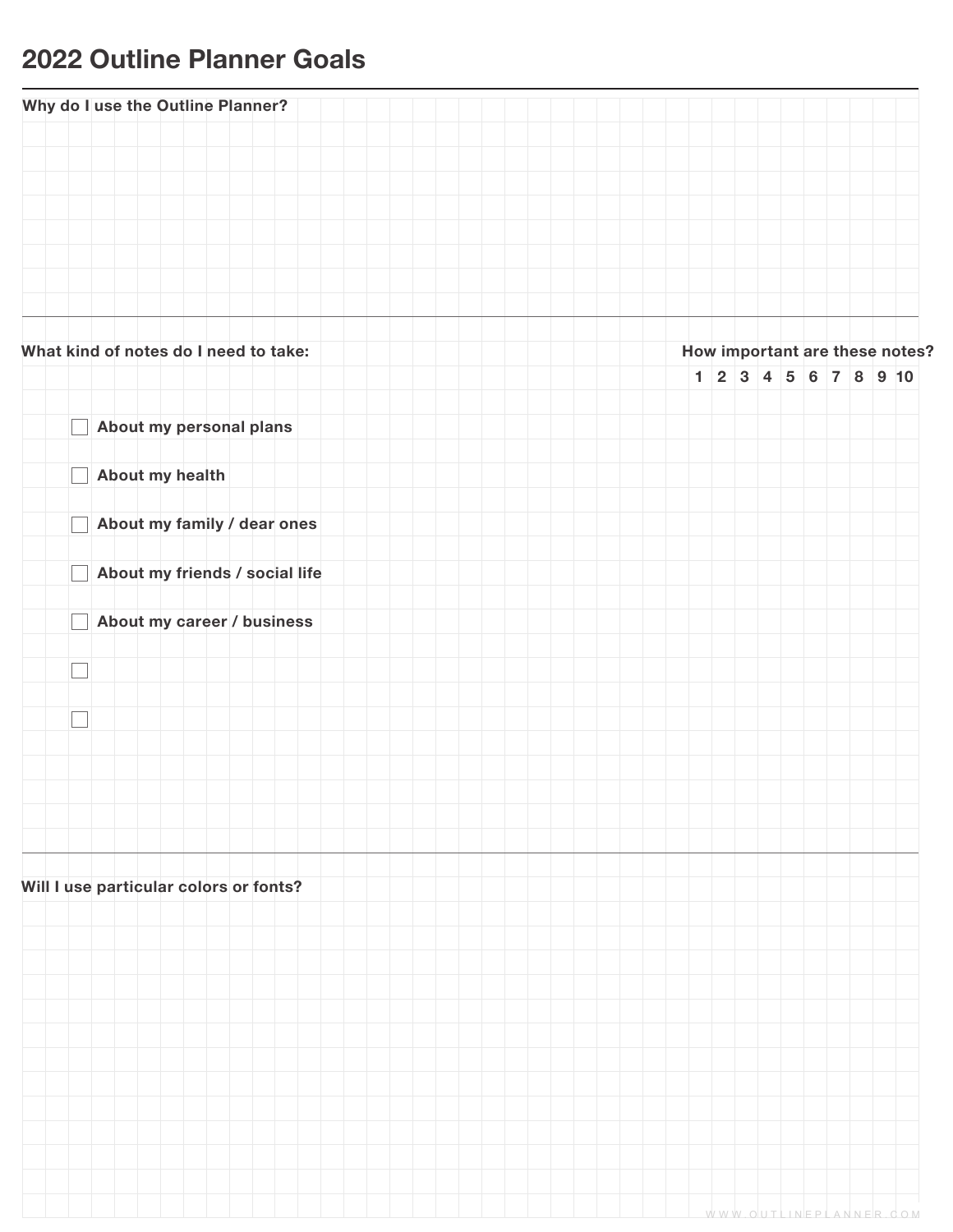# 2022 Outline Planner Goals

**Why do I use the Outline Planner?**

---

**What kind of notes do I need to take:**

**How important are these notes?**

**1 2 3 4 5 6 7 8 9 10**

- [ ] **About my personal plans**
- [ ] **About my health**
- [ ] **About my family / dear ones**
- [ ] **About my friends / social life**
- [ ] **About my career / business**
- [ ]
- [ ]

---

**Will I use particular colors or fonts?**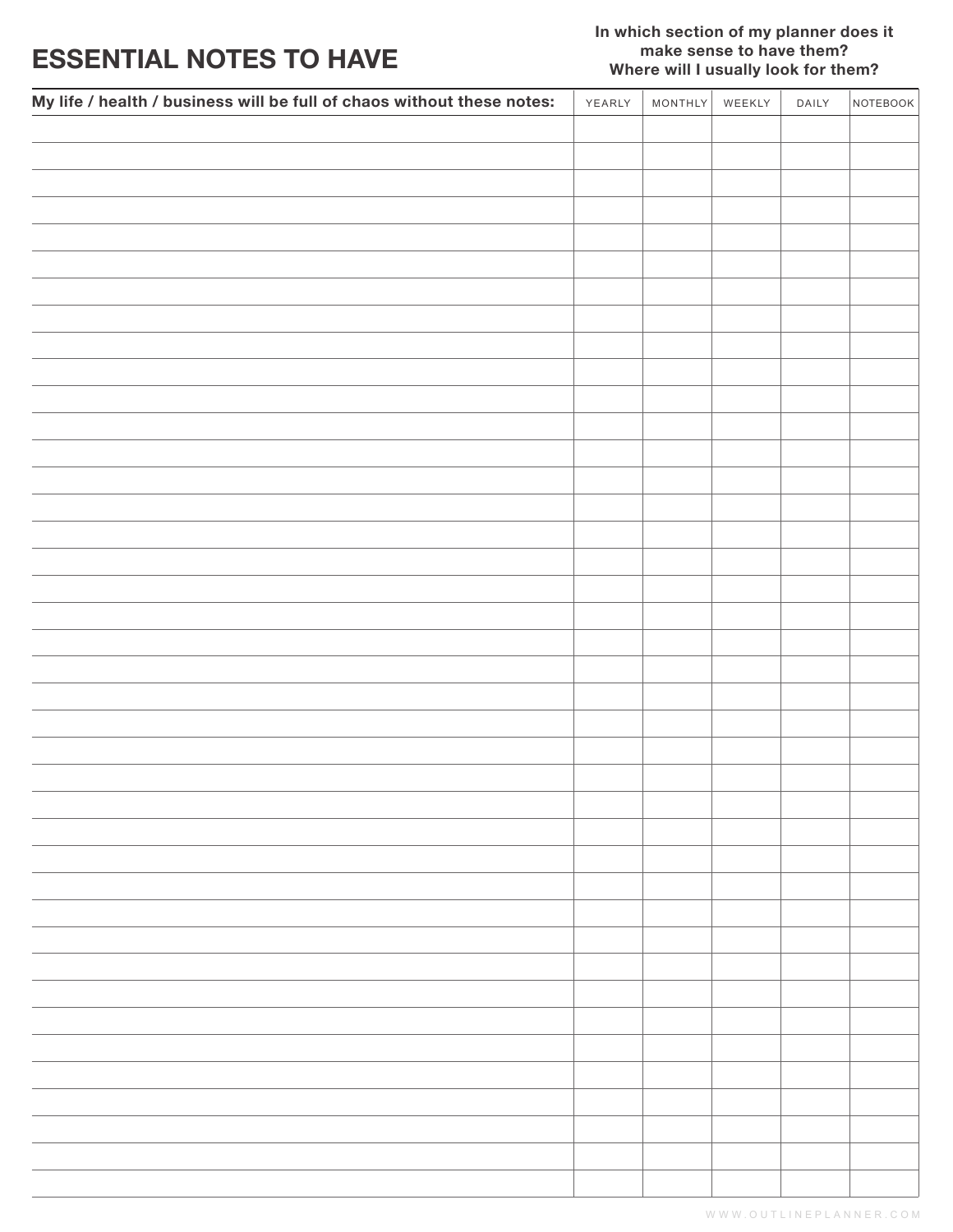# ESSENTIAL NOTES TO HAVE

**In which section of my planner does it make sense to have them? Where will I usually look for them?**

| My life / health / business will be full of chaos without these notes: | YEARLY | MONTHLY | WEEKLY | DAILY | NOTEBOOK |
|---|---|---|---|---|---|
| | | | | | |
| | | | | | |
| | | | | | |
| | | | | | |
| | | | | | |
| | | | | | |
| | | | | | |
| | | | | | |
| | | | | | |
| | | | | | |
| | | | | | |
| | | | | | |
| | | | | | |
| | | | | | |
| | | | | | |
| | | | | | |
| | | | | | |
| | | | | | |
| | | | | | |
| | | | | | |
| | | | | | |
| | | | | | |
| | | | | | |
| | | | | | |
| | | | | | |
| | | | | | |
| | | | | | |
| | | | | | |
| | | | | | |
| | | | | | |
| | | | | | |
| | | | | | |
| | | | | | |
| | | | | | |
| | | | | | |
| | | | | | |
| | | | | | |
| | | | | | |
| | | | | | |
| | | | | | |
| | | | | | |

WWW.OUTLINEPLANNER.COM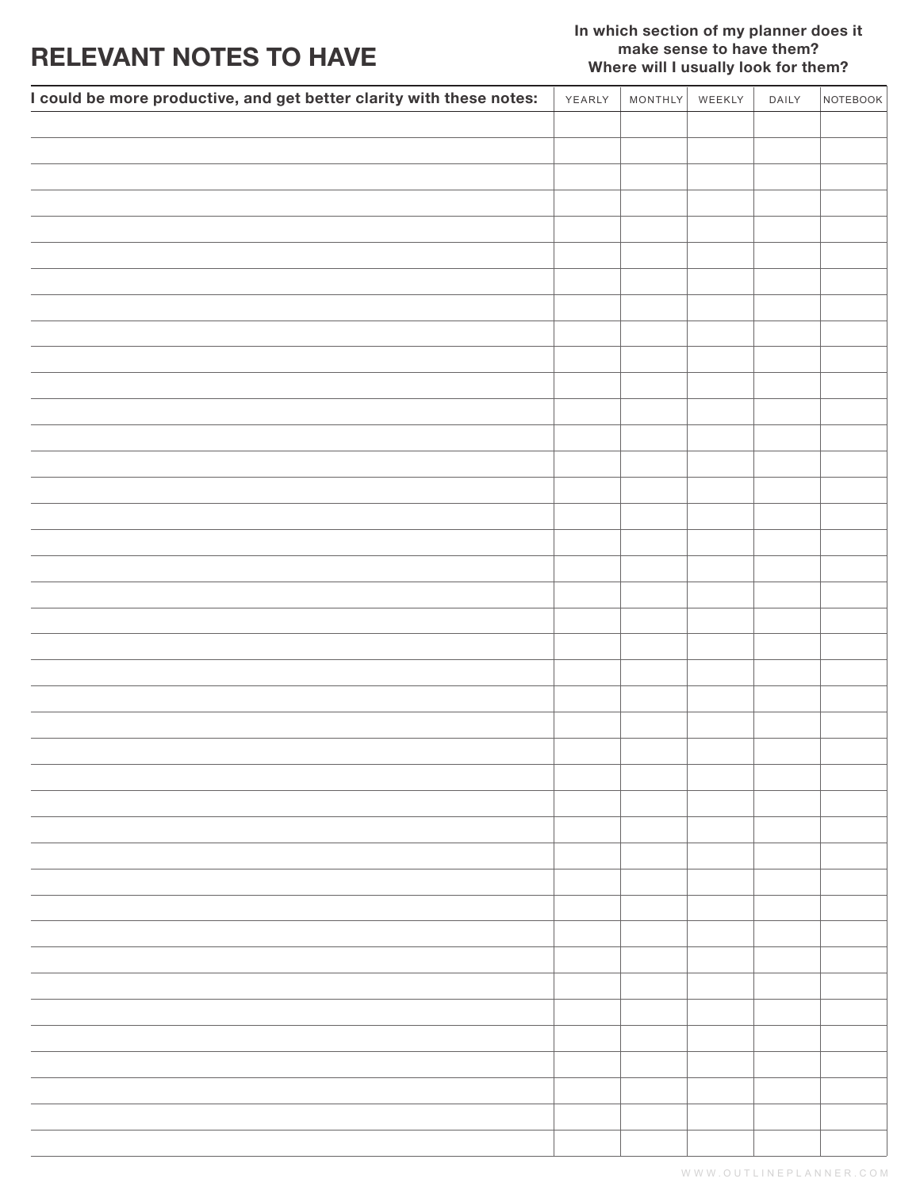# RELEVANT NOTES TO HAVE

**In which section of my planner does it make sense to have them? Where will I usually look for them?**

| I could be more productive, and get better clarity with these notes: | YEARLY | MONTHLY | WEEKLY | DAILY | NOTEBOOK |
|---|---|---|---|---|---|
| | | | | | |
| | | | | | |
| | | | | | |
| | | | | | |
| | | | | | |
| | | | | | |
| | | | | | |
| | | | | | |
| | | | | | |
| | | | | | |
| | | | | | |
| | | | | | |
| | | | | | |
| | | | | | |
| | | | | | |
| | | | | | |
| | | | | | |
| | | | | | |
| | | | | | |
| | | | | | |
| | | | | | |
| | | | | | |
| | | | | | |
| | | | | | |
| | | | | | |
| | | | | | |
| | | | | | |
| | | | | | |
| | | | | | |
| | | | | | |
| | | | | | |
| | | | | | |
| | | | | | |
| | | | | | |
| | | | | | |
| | | | | | |
| | | | | | |
| | | | | | |
| | | | | | |
| | | | | | |
| | | | | | |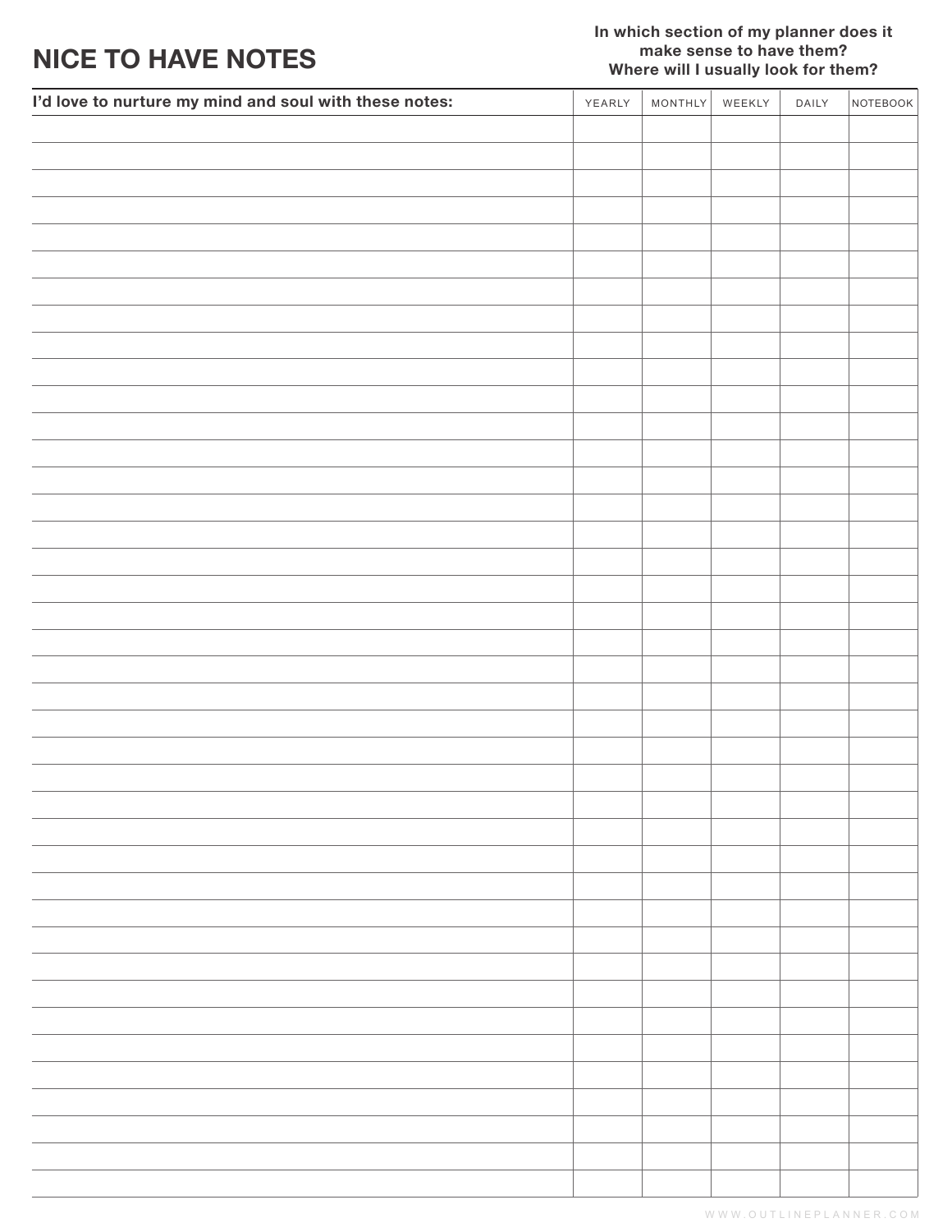# NICE TO HAVE NOTES

**In which section of my planner does it make sense to have them? Where will I usually look for them?**

| I'd love to nurture my mind and soul with these notes: | YEARLY | MONTHLY | WEEKLY | DAILY | NOTEBOOK |
|---|---|---|---|---|---|
| | | | | | |
| | | | | | |
| | | | | | |
| | | | | | |
| | | | | | |
| | | | | | |
| | | | | | |
| | | | | | |
| | | | | | |
| | | | | | |
| | | | | | |
| | | | | | |
| | | | | | |
| | | | | | |
| | | | | | |
| | | | | | |
| | | | | | |
| | | | | | |
| | | | | | |
| | | | | | |
| | | | | | |
| | | | | | |
| | | | | | |
| | | | | | |
| | | | | | |
| | | | | | |
| | | | | | |
| | | | | | |
| | | | | | |
| | | | | | |
| | | | | | |
| | | | | | |
| | | | | | |
| | | | | | |
| | | | | | |
| | | | | | |
| | | | | | |
| | | | | | |
| | | | | | |
| | | | | | |

WWW.OUTLINEPLANNER.COM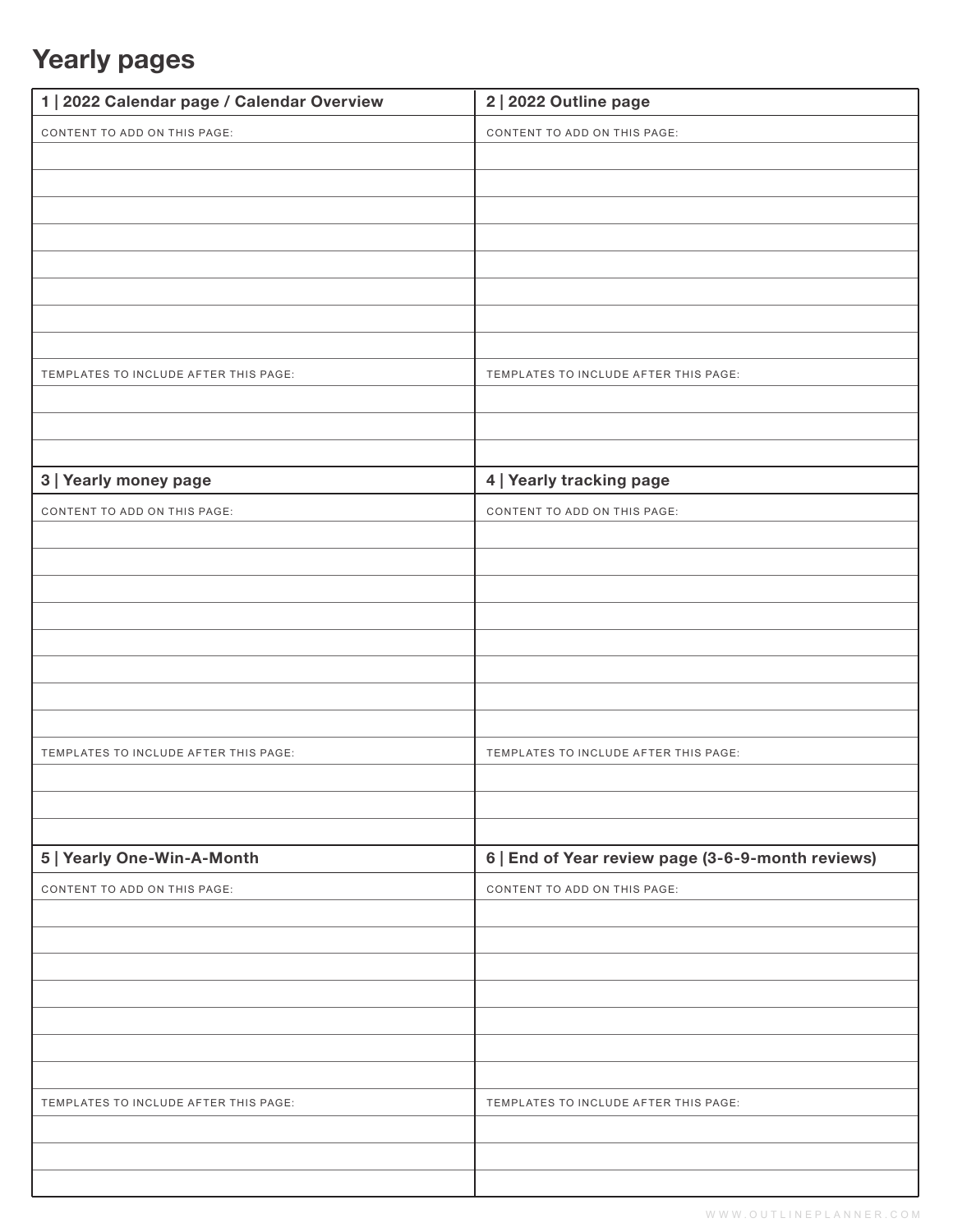# Yearly pages

| 1 \| 2022 Calendar page / Calendar Overview | 2 \| 2022 Outline page |
|---|---|
| CONTENT TO ADD ON THIS PAGE: | CONTENT TO ADD ON THIS PAGE: |
| | |
| | |
| | |
| | |
| | |
| | |
| | |
| | |
| TEMPLATES TO INCLUDE AFTER THIS PAGE: | TEMPLATES TO INCLUDE AFTER THIS PAGE: |
| | |
| | |
| | |
| **3 \| Yearly money page** | **4 \| Yearly tracking page** |
| CONTENT TO ADD ON THIS PAGE: | CONTENT TO ADD ON THIS PAGE: |
| | |
| | |
| | |
| | |
| | |
| | |
| | |
| | |
| TEMPLATES TO INCLUDE AFTER THIS PAGE: | TEMPLATES TO INCLUDE AFTER THIS PAGE: |
| | |
| | |
| | |
| **5 \| Yearly One-Win-A-Month** | **6 \| End of Year review page (3-6-9-month reviews)** |
| CONTENT TO ADD ON THIS PAGE: | CONTENT TO ADD ON THIS PAGE: |
| | |
| | |
| | |
| | |
| | |
| | |
| | |
| TEMPLATES TO INCLUDE AFTER THIS PAGE: | TEMPLATES TO INCLUDE AFTER THIS PAGE: |
| | |
| | |
| | |

WWW.OUTLINEPLANNER.COM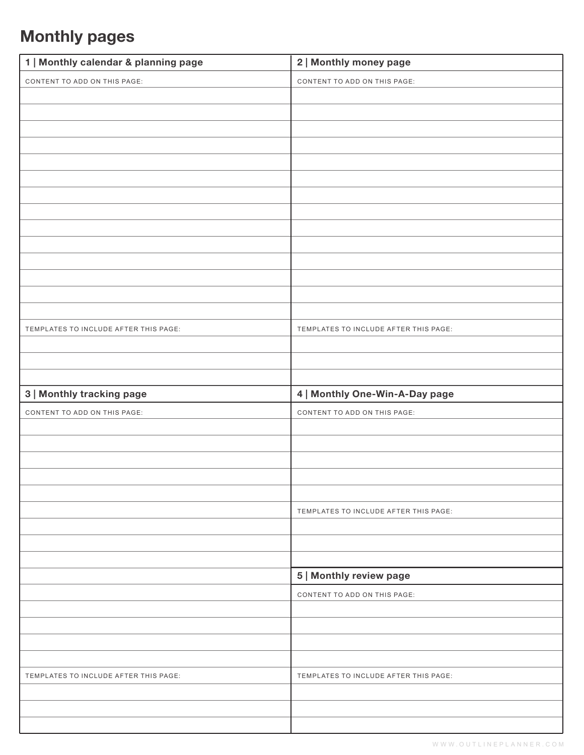# Monthly pages

## 1 | Monthly calendar & planning page

CONTENT TO ADD ON THIS PAGE:

TEMPLATES TO INCLUDE AFTER THIS PAGE:

## 2 | Monthly money page

CONTENT TO ADD ON THIS PAGE:

TEMPLATES TO INCLUDE AFTER THIS PAGE:

## 3 | Monthly tracking page

CONTENT TO ADD ON THIS PAGE:

TEMPLATES TO INCLUDE AFTER THIS PAGE:

## 4 | Monthly One-Win-A-Day page

CONTENT TO ADD ON THIS PAGE:

TEMPLATES TO INCLUDE AFTER THIS PAGE:

## 5 | Monthly review page

CONTENT TO ADD ON THIS PAGE:

TEMPLATES TO INCLUDE AFTER THIS PAGE:

WWW.OUTLINEPLANNER.COM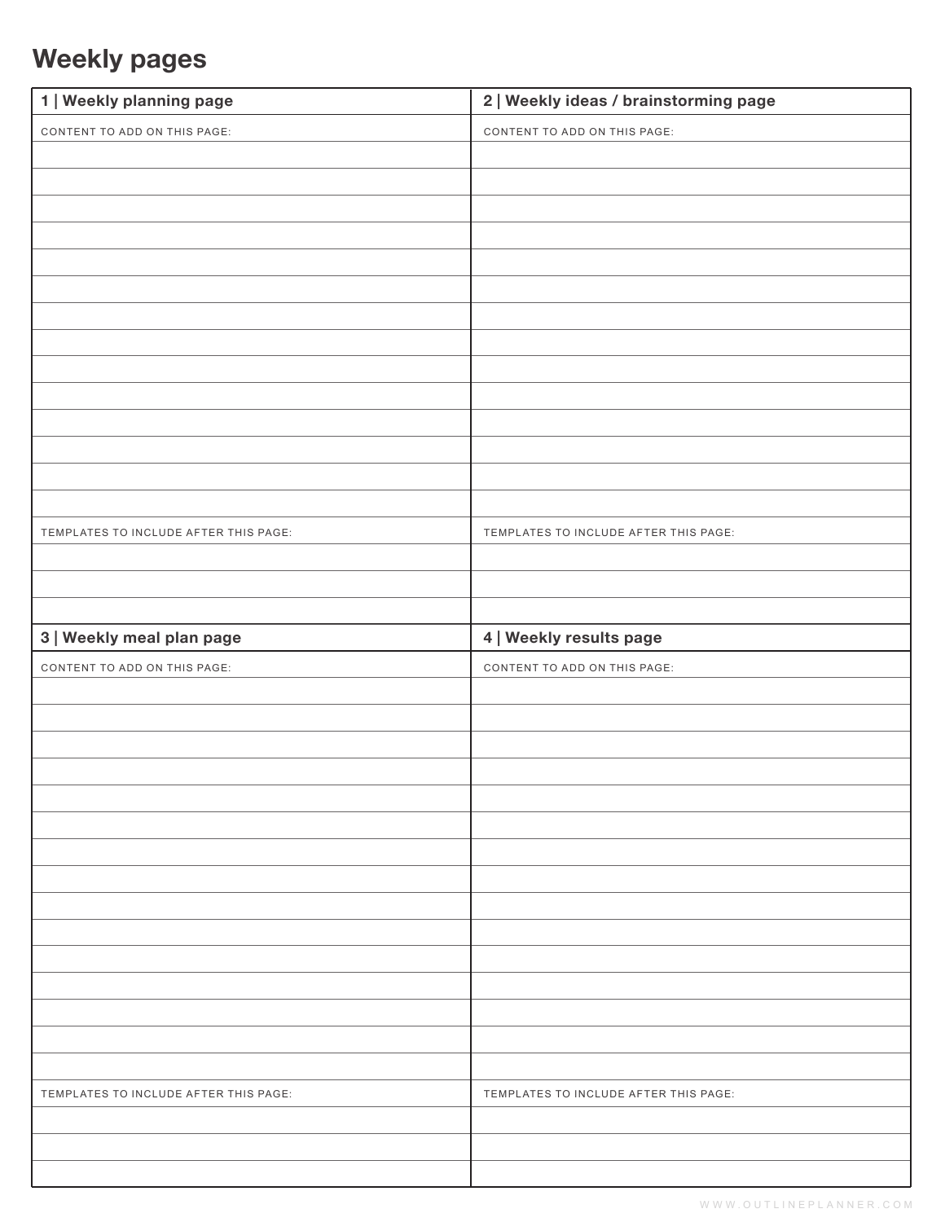# Weekly pages

## 1 | Weekly planning page

CONTENT TO ADD ON THIS PAGE:

TEMPLATES TO INCLUDE AFTER THIS PAGE:

## 2 | Weekly ideas / brainstorming page

CONTENT TO ADD ON THIS PAGE:

TEMPLATES TO INCLUDE AFTER THIS PAGE:

## 3 | Weekly meal plan page

CONTENT TO ADD ON THIS PAGE:

TEMPLATES TO INCLUDE AFTER THIS PAGE:

## 4 | Weekly results page

CONTENT TO ADD ON THIS PAGE:

TEMPLATES TO INCLUDE AFTER THIS PAGE: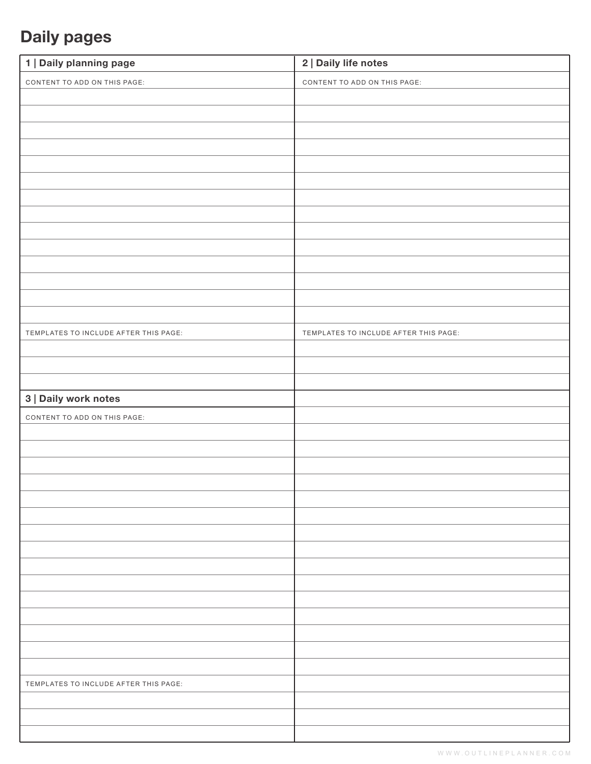# Daily pages

## 1 | Daily planning page

CONTENT TO ADD ON THIS PAGE:

TEMPLATES TO INCLUDE AFTER THIS PAGE:

## 2 | Daily life notes

CONTENT TO ADD ON THIS PAGE:

TEMPLATES TO INCLUDE AFTER THIS PAGE:

## 3 | Daily work notes

CONTENT TO ADD ON THIS PAGE:

TEMPLATES TO INCLUDE AFTER THIS PAGE:

WWW.OUTLINEPLANNER.COM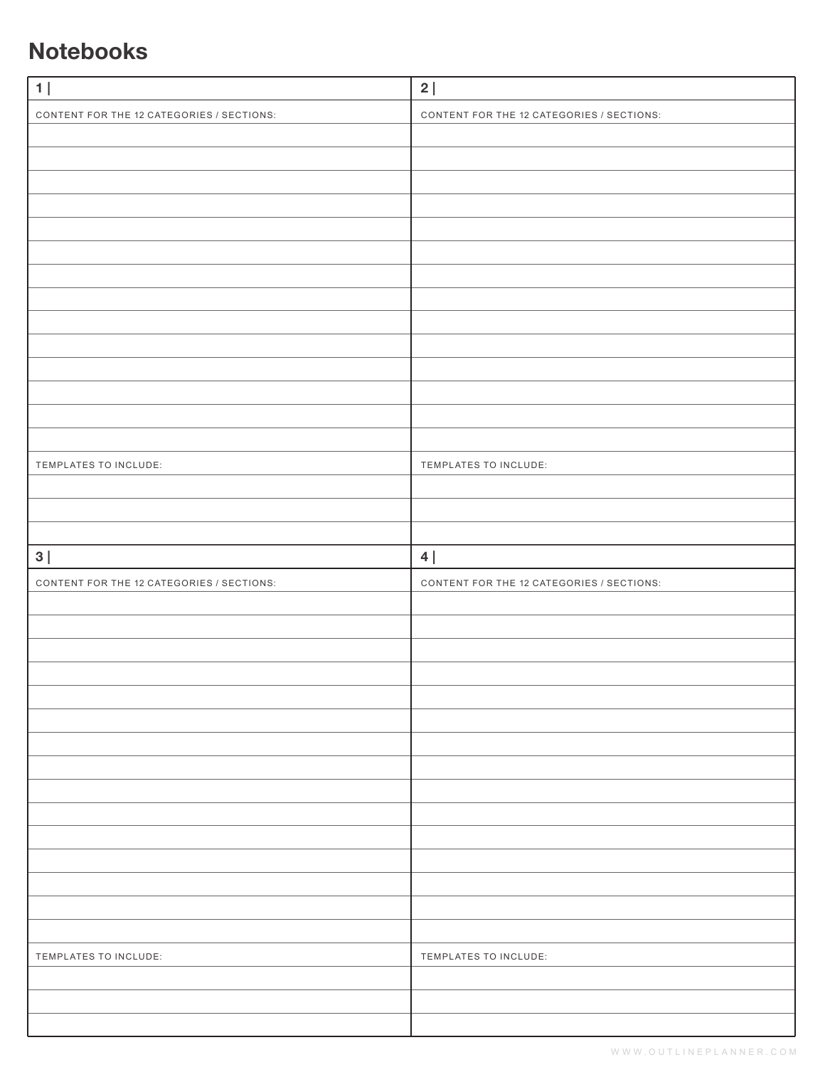# Notebooks

| 1 \| | 2 \| |
|---|---|
| CONTENT FOR THE 12 CATEGORIES / SECTIONS: | CONTENT FOR THE 12 CATEGORIES / SECTIONS: |
| | |
| | |
| | |
| | |
| | |
| | |
| | |
| | |
| | |
| | |
| | |
| | |
| | |
| | |
| TEMPLATES TO INCLUDE: | TEMPLATES TO INCLUDE: |
| | |
| | |
| | |

| 3 \| | 4 \| |
|---|---|
| CONTENT FOR THE 12 CATEGORIES / SECTIONS: | CONTENT FOR THE 12 CATEGORIES / SECTIONS: |
| | |
| | |
| | |
| | |
| | |
| | |
| | |
| | |
| | |
| | |
| | |
| | |
| | |
| | |
| | |
| TEMPLATES TO INCLUDE: | TEMPLATES TO INCLUDE: |
| | |
| | |
| | |

WWW.OUTLINEPLANNER.COM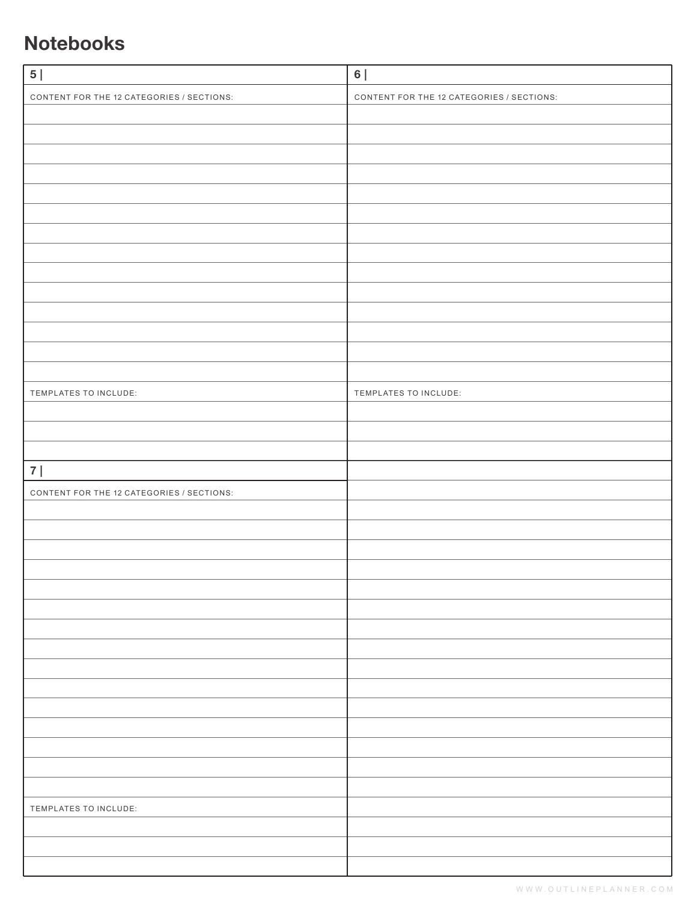# Notebooks

**5 |**

CONTENT FOR THE 12 CATEGORIES / SECTIONS:

TEMPLATES TO INCLUDE:

**6 |**

CONTENT FOR THE 12 CATEGORIES / SECTIONS:

TEMPLATES TO INCLUDE:

**7 |**

CONTENT FOR THE 12 CATEGORIES / SECTIONS:

TEMPLATES TO INCLUDE: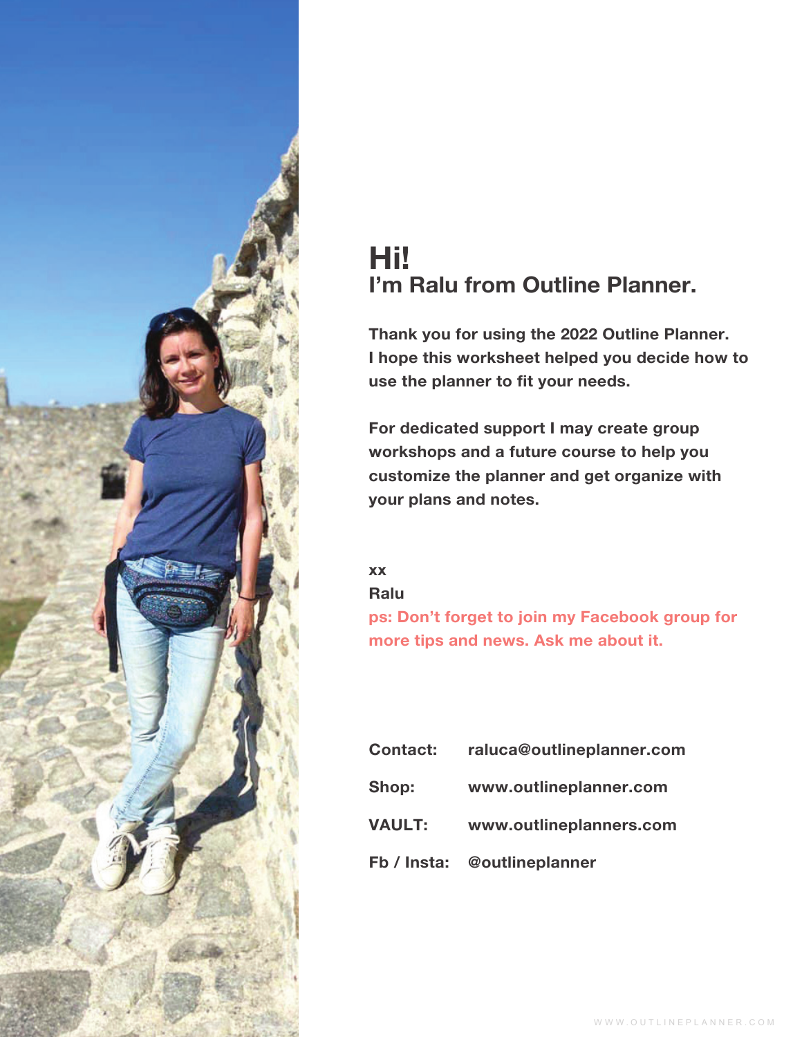# Hi!
## I'm Ralu from Outline Planner.

**Thank you for using the 2022 Outline Planner. I hope this worksheet helped you decide how to use the planner to fit your needs.**

**For dedicated support I may create group workshops and a future course to help you customize the planner and get organize with your plans and notes.**

**xx**
**Ralu**
**ps: Don't forget to join my Facebook group for more tips and news. Ask me about it.**

| | |
|---|---|
| **Contact:** | **raluca@outlineplanner.com** |
| **Shop:** | **www.outlineplanner.com** |
| **VAULT:** | **www.outlineplanners.com** |
| **Fb / Insta:** | **@outlineplanner** |